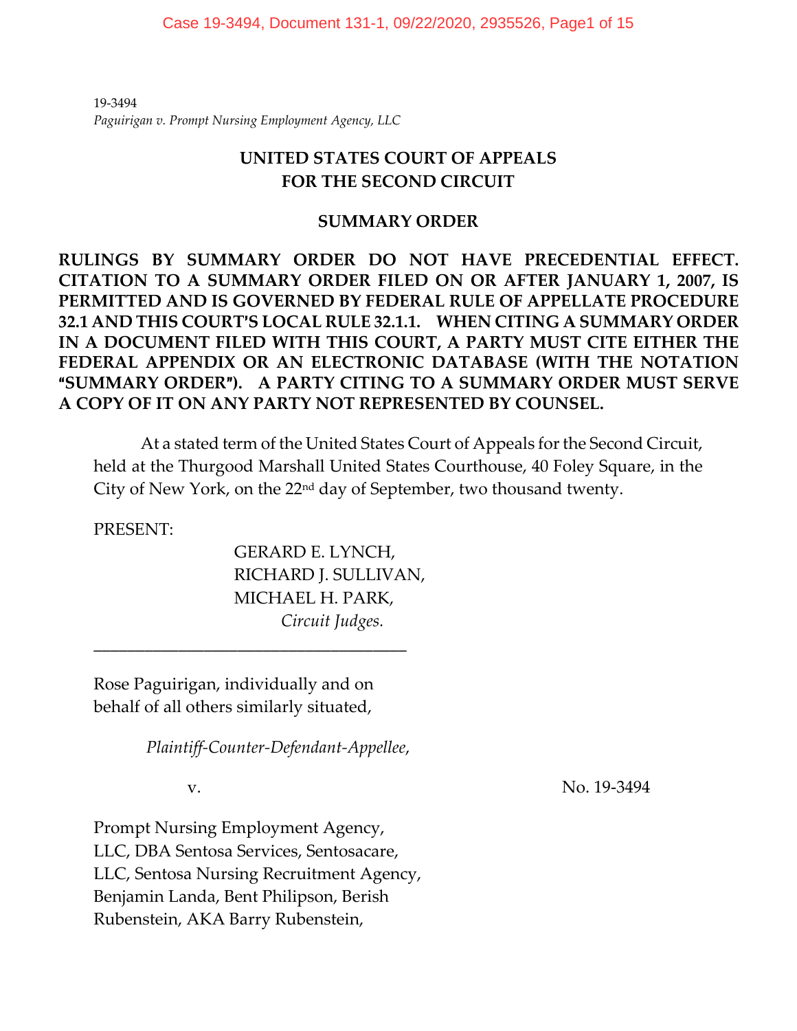19-3494
*Paguirigan v. Prompt Nursing Employment Agency, LLC*

# UNITED STATES COURT OF APPEALS FOR THE SECOND CIRCUIT

## SUMMARY ORDER

**RULINGS BY SUMMARY ORDER DO NOT HAVE PRECEDENTIAL EFFECT. CITATION TO A SUMMARY ORDER FILED ON OR AFTER JANUARY 1, 2007, IS PERMITTED AND IS GOVERNED BY FEDERAL RULE OF APPELLATE PROCEDURE 32.1 AND THIS COURT'S LOCAL RULE 32.1.1. WHEN CITING A SUMMARY ORDER IN A DOCUMENT FILED WITH THIS COURT, A PARTY MUST CITE EITHER THE FEDERAL APPENDIX OR AN ELECTRONIC DATABASE (WITH THE NOTATION "SUMMARY ORDER"). A PARTY CITING TO A SUMMARY ORDER MUST SERVE A COPY OF IT ON ANY PARTY NOT REPRESENTED BY COUNSEL.**

At a stated term of the United States Court of Appeals for the Second Circuit, held at the Thurgood Marshall United States Courthouse, 40 Foley Square, in the City of New York, on the 22nd day of September, two thousand twenty.

PRESENT:

GERARD E. LYNCH,
RICHARD J. SULLIVAN,
MICHAEL H. PARK,
*Circuit Judges.*

---

Rose Paguirigan, individually and on behalf of all others similarly situated,

*Plaintiff-Counter-Defendant-Appellee*,

v. No. 19-3494

Prompt Nursing Employment Agency, LLC, DBA Sentosa Services, Sentosacare, LLC, Sentosa Nursing Recruitment Agency, Benjamin Landa, Bent Philipson, Berish Rubenstein, AKA Barry Rubenstein,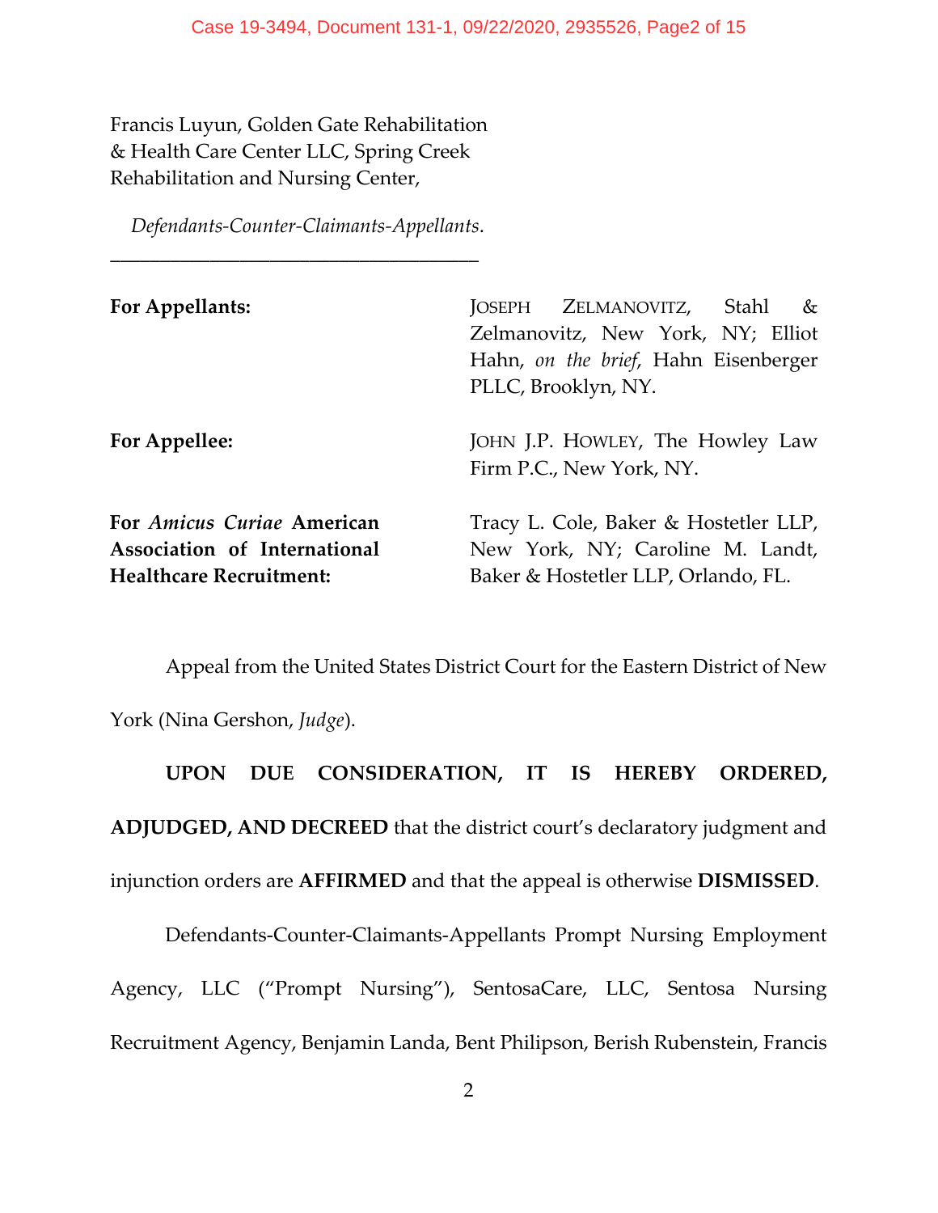Francis Luyun, Golden Gate Rehabilitation & Health Care Center LLC, Spring Creek Rehabilitation and Nursing Center,

*Defendants-Counter-Claimants-Appellants*.

_____________________________________

| | |
|---|---|
| **For Appellants:** | JOSEPH ZELMANOVITZ, Stahl & Zelmanovitz, New York, NY; Elliot Hahn, *on the brief*, Hahn Eisenberger PLLC, Brooklyn, NY. |
| **For Appellee:** | JOHN J.P. HOWLEY, The Howley Law Firm P.C., New York, NY. |
| **For *Amicus Curiae* American Association of International Healthcare Recruitment:** | Tracy L. Cole, Baker & Hostetler LLP, New York, NY; Caroline M. Landt, Baker & Hostetler LLP, Orlando, FL. |

Appeal from the United States District Court for the Eastern District of New York (Nina Gershon, *Judge*).

**UPON DUE CONSIDERATION, IT IS HEREBY ORDERED, ADJUDGED, AND DECREED** that the district court's declaratory judgment and injunction orders are **AFFIRMED** and that the appeal is otherwise **DISMISSED**.

Defendants-Counter-Claimants-Appellants Prompt Nursing Employment Agency, LLC ("Prompt Nursing"), SentosaCare, LLC, Sentosa Nursing Recruitment Agency, Benjamin Landa, Bent Philipson, Berish Rubenstein, Francis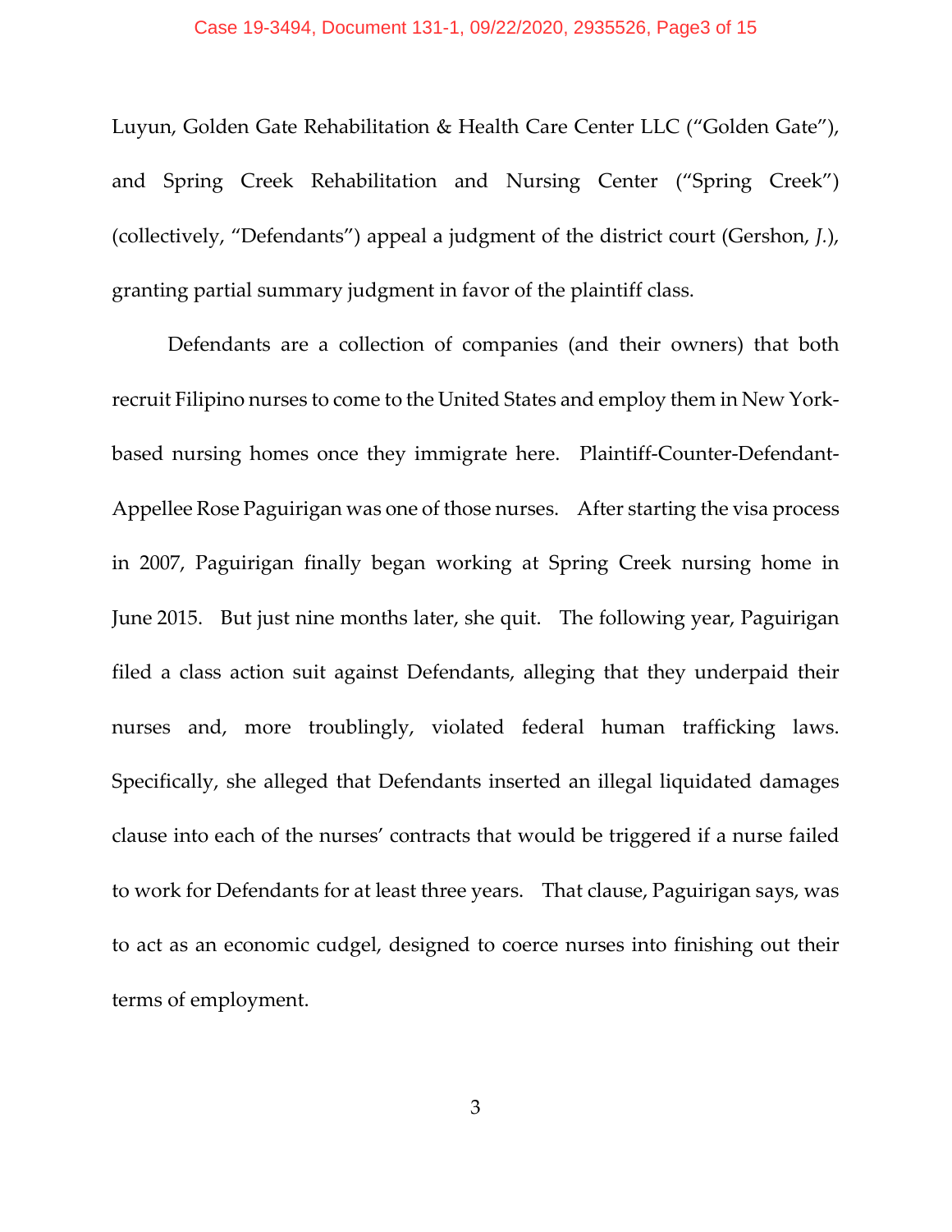Luyun, Golden Gate Rehabilitation & Health Care Center LLC ("Golden Gate"), and Spring Creek Rehabilitation and Nursing Center ("Spring Creek") (collectively, "Defendants") appeal a judgment of the district court (Gershon, *J.*), granting partial summary judgment in favor of the plaintiff class.

Defendants are a collection of companies (and their owners) that both recruit Filipino nurses to come to the United States and employ them in New York-based nursing homes once they immigrate here. Plaintiff-Counter-Defendant-Appellee Rose Paguirigan was one of those nurses. After starting the visa process in 2007, Paguirigan finally began working at Spring Creek nursing home in June 2015. But just nine months later, she quit. The following year, Paguirigan filed a class action suit against Defendants, alleging that they underpaid their nurses and, more troublingly, violated federal human trafficking laws. Specifically, she alleged that Defendants inserted an illegal liquidated damages clause into each of the nurses' contracts that would be triggered if a nurse failed to work for Defendants for at least three years. That clause, Paguirigan says, was to act as an economic cudgel, designed to coerce nurses into finishing out their terms of employment.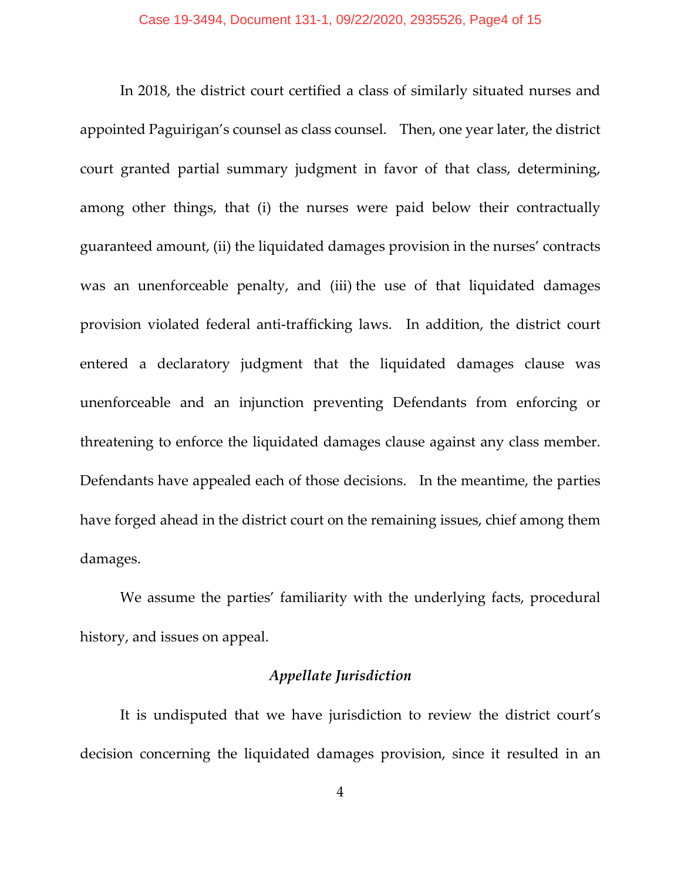In 2018, the district court certified a class of similarly situated nurses and appointed Paguirigan's counsel as class counsel. Then, one year later, the district court granted partial summary judgment in favor of that class, determining, among other things, that (i) the nurses were paid below their contractually guaranteed amount, (ii) the liquidated damages provision in the nurses' contracts was an unenforceable penalty, and (iii) the use of that liquidated damages provision violated federal anti-trafficking laws. In addition, the district court entered a declaratory judgment that the liquidated damages clause was unenforceable and an injunction preventing Defendants from enforcing or threatening to enforce the liquidated damages clause against any class member. Defendants have appealed each of those decisions. In the meantime, the parties have forged ahead in the district court on the remaining issues, chief among them damages.

We assume the parties' familiarity with the underlying facts, procedural history, and issues on appeal.

### *Appellate Jurisdiction*

It is undisputed that we have jurisdiction to review the district court's decision concerning the liquidated damages provision, since it resulted in an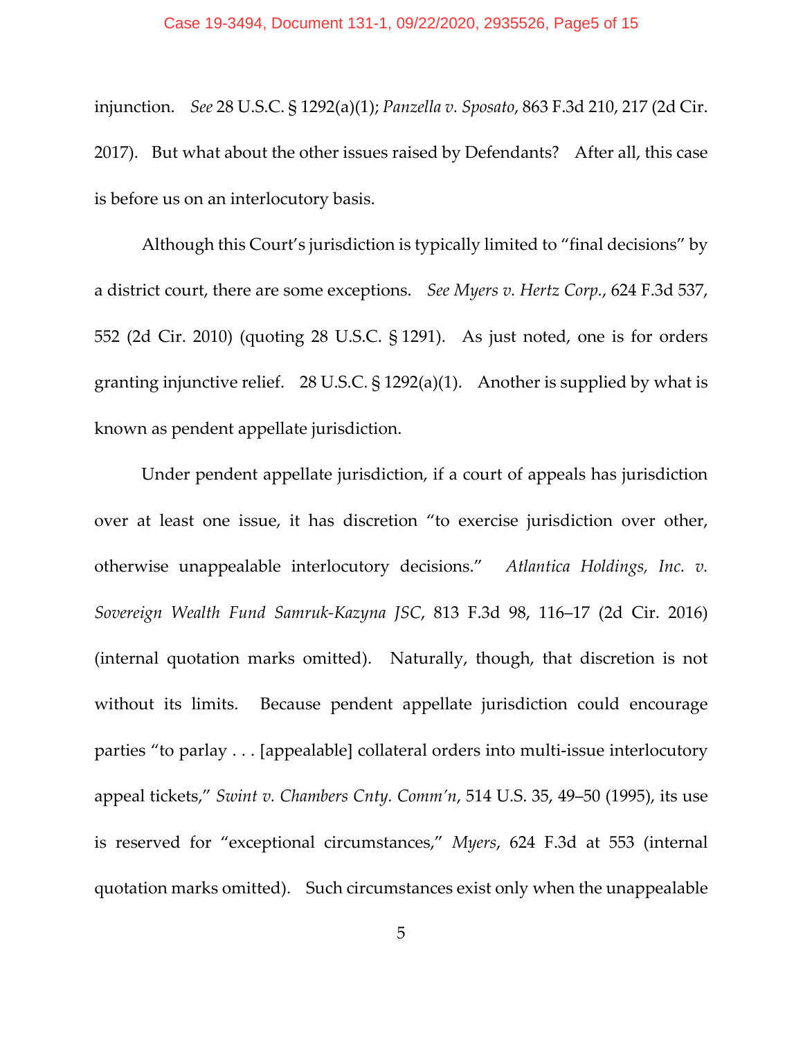injunction. *See* 28 U.S.C. § 1292(a)(1); *Panzella v. Sposato*, 863 F.3d 210, 217 (2d Cir. 2017). But what about the other issues raised by Defendants? After all, this case is before us on an interlocutory basis.

Although this Court's jurisdiction is typically limited to "final decisions" by a district court, there are some exceptions. *See Myers v. Hertz Corp.*, 624 F.3d 537, 552 (2d Cir. 2010) (quoting 28 U.S.C. § 1291). As just noted, one is for orders granting injunctive relief. 28 U.S.C. § 1292(a)(1). Another is supplied by what is known as pendent appellate jurisdiction.

Under pendent appellate jurisdiction, if a court of appeals has jurisdiction over at least one issue, it has discretion "to exercise jurisdiction over other, otherwise unappealable interlocutory decisions." *Atlantica Holdings, Inc. v. Sovereign Wealth Fund Samruk-Kazyna JSC*, 813 F.3d 98, 116–17 (2d Cir. 2016) (internal quotation marks omitted). Naturally, though, that discretion is not without its limits. Because pendent appellate jurisdiction could encourage parties "to parlay . . . [appealable] collateral orders into multi-issue interlocutory appeal tickets," *Swint v. Chambers Cnty. Comm'n*, 514 U.S. 35, 49–50 (1995), its use is reserved for "exceptional circumstances," *Myers*, 624 F.3d at 553 (internal quotation marks omitted). Such circumstances exist only when the unappealable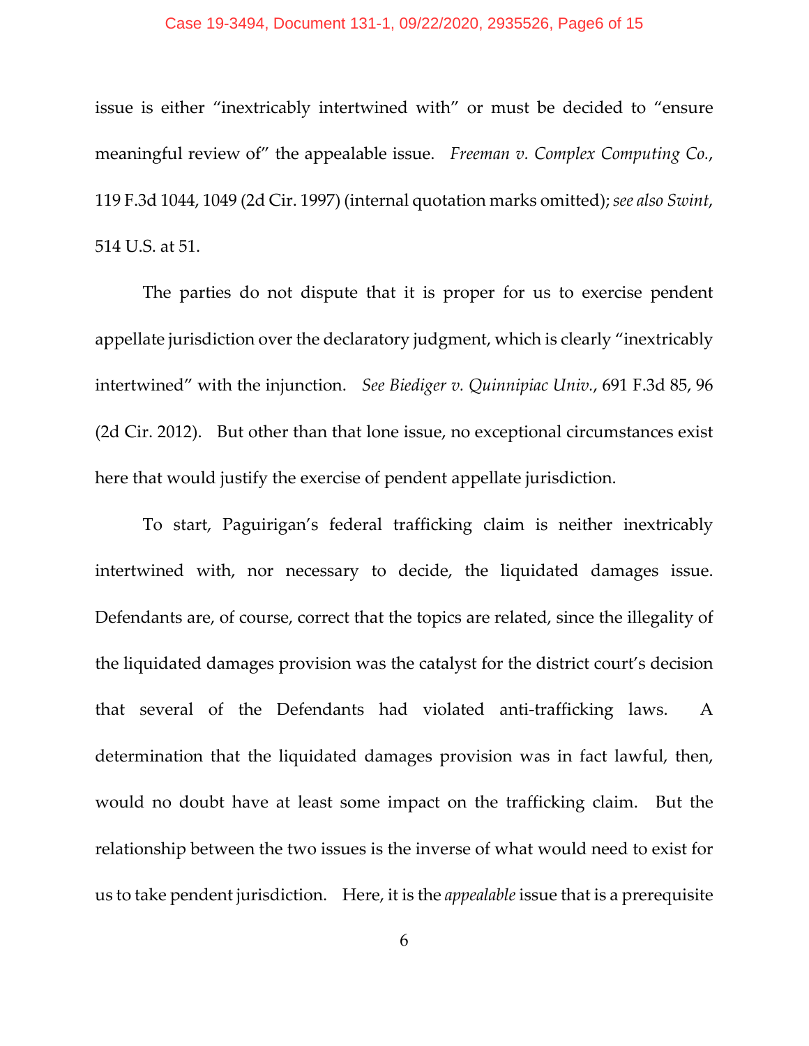issue is either "inextricably intertwined with" or must be decided to "ensure meaningful review of" the appealable issue. *Freeman v. Complex Computing Co.*, 119 F.3d 1044, 1049 (2d Cir. 1997) (internal quotation marks omitted); *see also Swint*, 514 U.S. at 51.

The parties do not dispute that it is proper for us to exercise pendent appellate jurisdiction over the declaratory judgment, which is clearly "inextricably intertwined" with the injunction. *See Biediger v. Quinnipiac Univ.*, 691 F.3d 85, 96 (2d Cir. 2012). But other than that lone issue, no exceptional circumstances exist here that would justify the exercise of pendent appellate jurisdiction.

To start, Paguirigan's federal trafficking claim is neither inextricably intertwined with, nor necessary to decide, the liquidated damages issue. Defendants are, of course, correct that the topics are related, since the illegality of the liquidated damages provision was the catalyst for the district court's decision that several of the Defendants had violated anti-trafficking laws. A determination that the liquidated damages provision was in fact lawful, then, would no doubt have at least some impact on the trafficking claim. But the relationship between the two issues is the inverse of what would need to exist for us to take pendent jurisdiction. Here, it is the *appealable* issue that is a prerequisite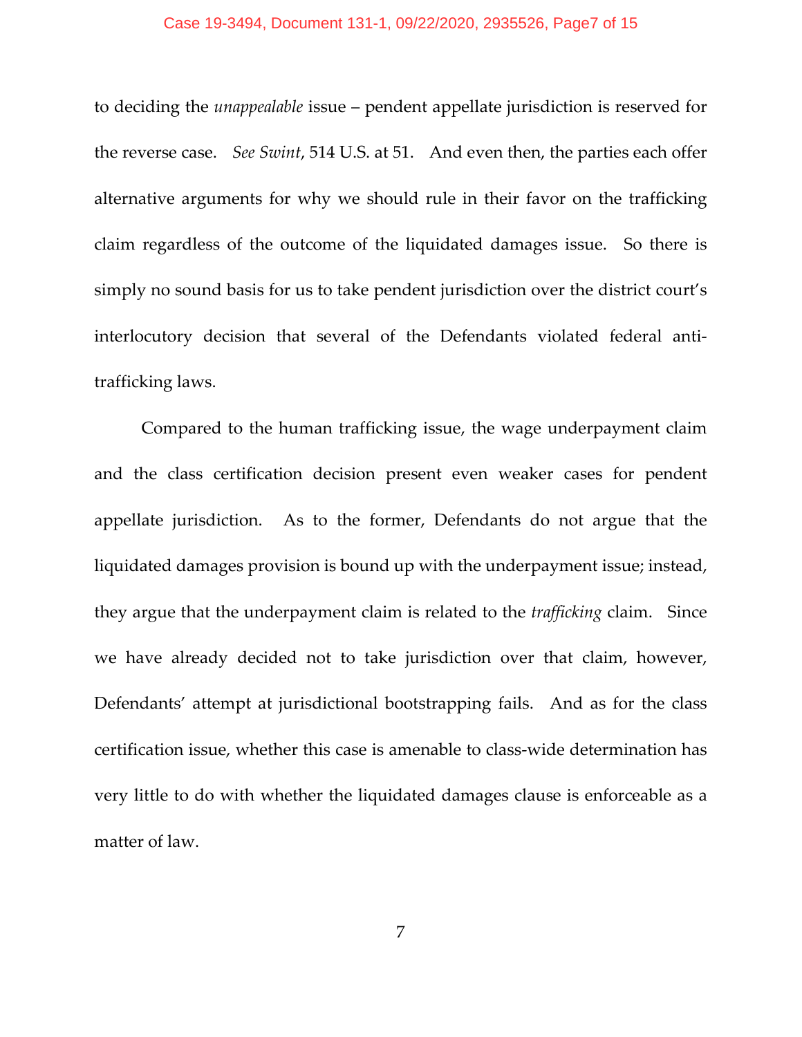to deciding the *unappealable* issue – pendent appellate jurisdiction is reserved for the reverse case. *See Swint*, 514 U.S. at 51. And even then, the parties each offer alternative arguments for why we should rule in their favor on the trafficking claim regardless of the outcome of the liquidated damages issue. So there is simply no sound basis for us to take pendent jurisdiction over the district court's interlocutory decision that several of the Defendants violated federal anti-trafficking laws.

Compared to the human trafficking issue, the wage underpayment claim and the class certification decision present even weaker cases for pendent appellate jurisdiction. As to the former, Defendants do not argue that the liquidated damages provision is bound up with the underpayment issue; instead, they argue that the underpayment claim is related to the *trafficking* claim. Since we have already decided not to take jurisdiction over that claim, however, Defendants' attempt at jurisdictional bootstrapping fails. And as for the class certification issue, whether this case is amenable to class-wide determination has very little to do with whether the liquidated damages clause is enforceable as a matter of law.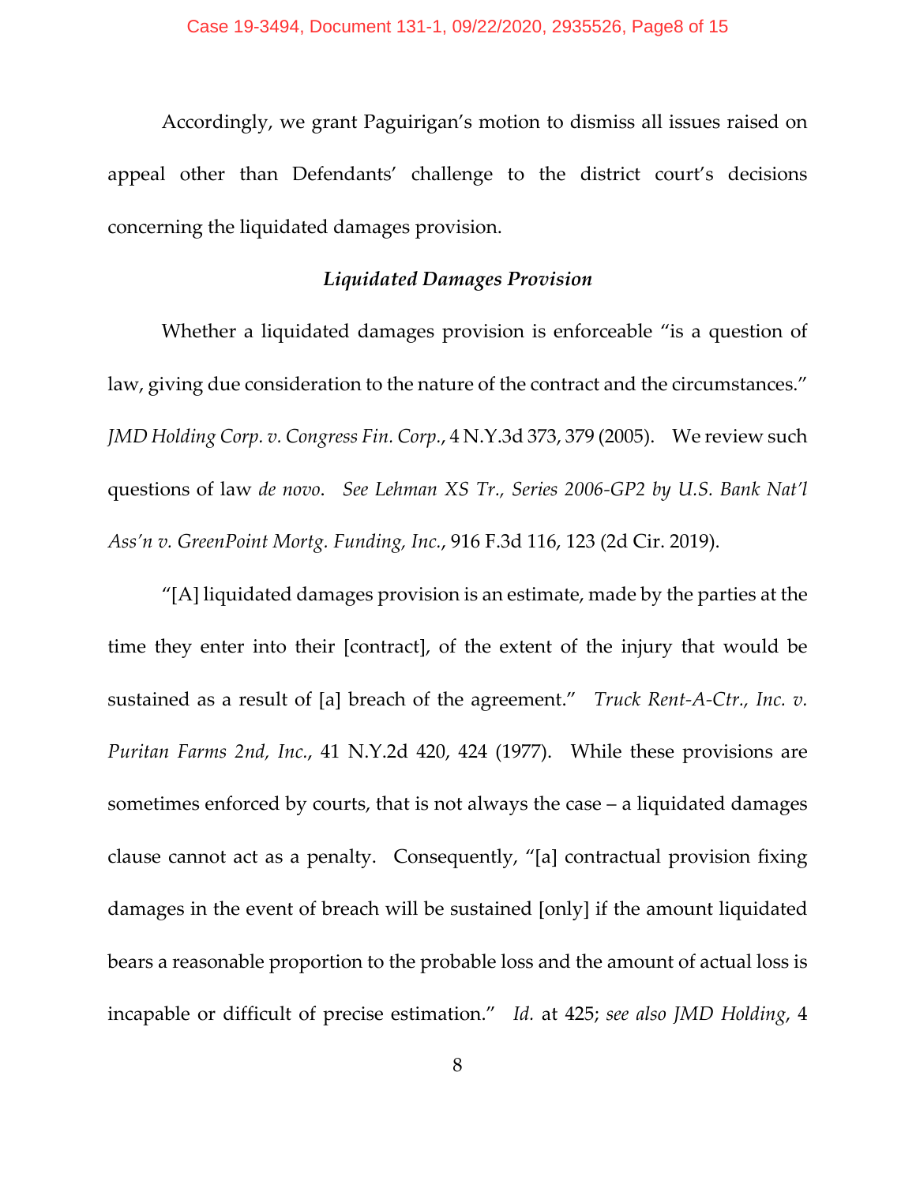Accordingly, we grant Paguirigan's motion to dismiss all issues raised on appeal other than Defendants' challenge to the district court's decisions concerning the liquidated damages provision.

### *Liquidated Damages Provision*

Whether a liquidated damages provision is enforceable "is a question of law, giving due consideration to the nature of the contract and the circumstances." *JMD Holding Corp. v. Congress Fin. Corp.*, 4 N.Y.3d 373, 379 (2005). We review such questions of law *de novo*. *See Lehman XS Tr., Series 2006-GP2 by U.S. Bank Nat'l Ass'n v. GreenPoint Mortg. Funding, Inc.*, 916 F.3d 116, 123 (2d Cir. 2019).

"[A] liquidated damages provision is an estimate, made by the parties at the time they enter into their [contract], of the extent of the injury that would be sustained as a result of [a] breach of the agreement." *Truck Rent-A-Ctr., Inc. v. Puritan Farms 2nd, Inc.*, 41 N.Y.2d 420, 424 (1977). While these provisions are sometimes enforced by courts, that is not always the case – a liquidated damages clause cannot act as a penalty. Consequently, "[a] contractual provision fixing damages in the event of breach will be sustained [only] if the amount liquidated bears a reasonable proportion to the probable loss and the amount of actual loss is incapable or difficult of precise estimation." *Id.* at 425; *see also JMD Holding*, 4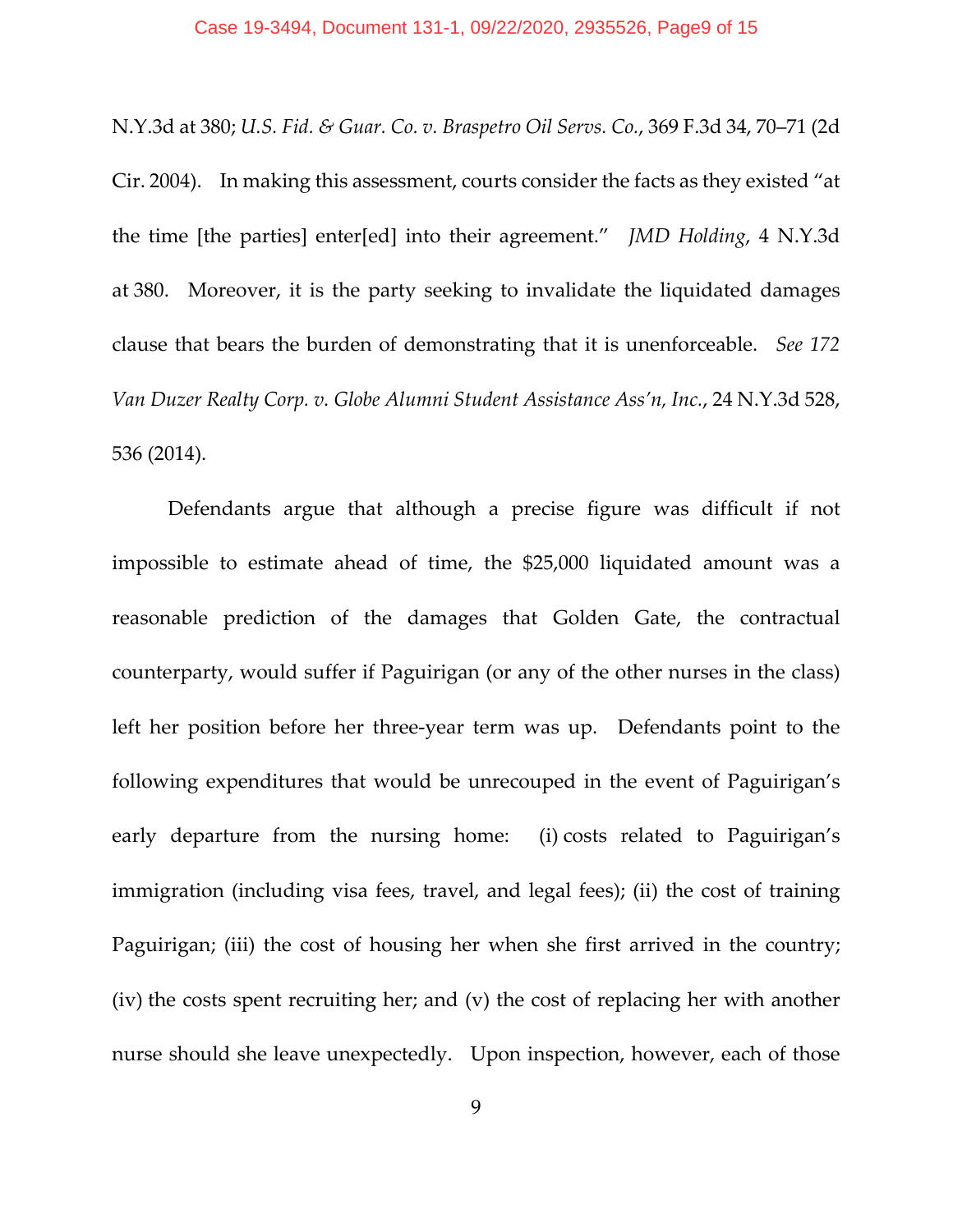N.Y.3d at 380; *U.S. Fid. & Guar. Co. v. Braspetro Oil Servs. Co.*, 369 F.3d 34, 70–71 (2d Cir. 2004). In making this assessment, courts consider the facts as they existed "at the time [the parties] enter[ed] into their agreement." *JMD Holding*, 4 N.Y.3d at 380. Moreover, it is the party seeking to invalidate the liquidated damages clause that bears the burden of demonstrating that it is unenforceable. *See 172 Van Duzer Realty Corp. v. Globe Alumni Student Assistance Ass'n, Inc.*, 24 N.Y.3d 528, 536 (2014).

Defendants argue that although a precise figure was difficult if not impossible to estimate ahead of time, the $25,000 liquidated amount was a reasonable prediction of the damages that Golden Gate, the contractual counterparty, would suffer if Paguirigan (or any of the other nurses in the class) left her position before her three-year term was up. Defendants point to the following expenditures that would be unrecouped in the event of Paguirigan's early departure from the nursing home: (i) costs related to Paguirigan's immigration (including visa fees, travel, and legal fees); (ii) the cost of training Paguirigan; (iii) the cost of housing her when she first arrived in the country; (iv) the costs spent recruiting her; and (v) the cost of replacing her with another nurse should she leave unexpectedly. Upon inspection, however, each of those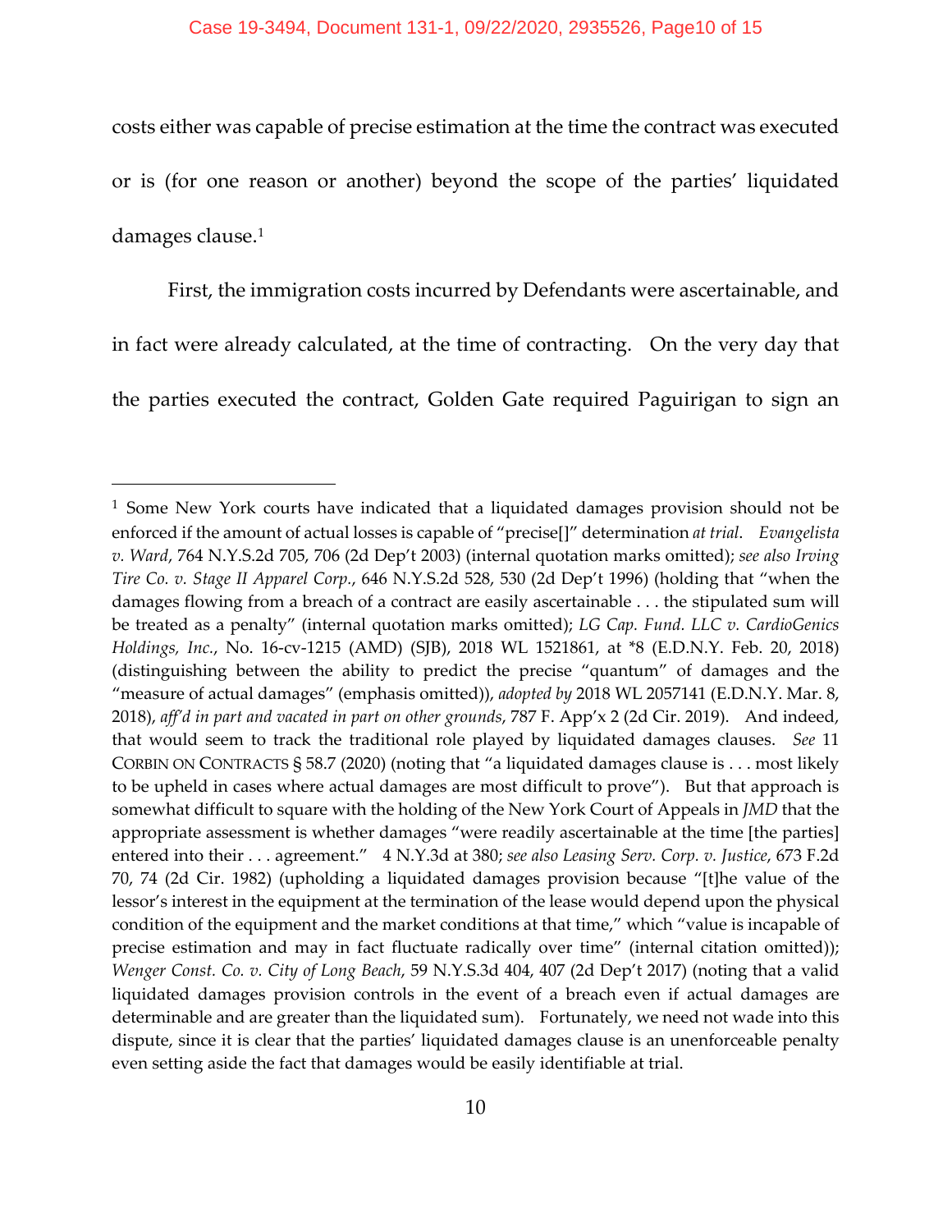costs either was capable of precise estimation at the time the contract was executed or is (for one reason or another) beyond the scope of the parties' liquidated damages clause.[1]

First, the immigration costs incurred by Defendants were ascertainable, and in fact were already calculated, at the time of contracting. On the very day that the parties executed the contract, Golden Gate required Paguirigan to sign an

---

[1] Some New York courts have indicated that a liquidated damages provision should not be enforced if the amount of actual losses is capable of "precise[]" determination *at trial*. *Evangelista v. Ward*, 764 N.Y.S.2d 705, 706 (2d Dep't 2003) (internal quotation marks omitted); *see also Irving Tire Co. v. Stage II Apparel Corp.*, 646 N.Y.S.2d 528, 530 (2d Dep't 1996) (holding that "when the damages flowing from a breach of a contract are easily ascertainable . . . the stipulated sum will be treated as a penalty" (internal quotation marks omitted); *LG Cap. Fund. LLC v. CardioGenics Holdings, Inc.*, No. 16-cv-1215 (AMD) (SJB), 2018 WL 1521861, at *8 (E.D.N.Y. Feb. 20, 2018) (distinguishing between the ability to predict the precise "quantum" of damages and the "measure of actual damages" (emphasis omitted)), *adopted by* 2018 WL 2057141 (E.D.N.Y. Mar. 8, 2018), *aff'd in part and vacated in part on other grounds*, 787 F. App'x 2 (2d Cir. 2019). And indeed, that would seem to track the traditional role played by liquidated damages clauses. *See* 11 CORBIN ON CONTRACTS § 58.7 (2020) (noting that "a liquidated damages clause is . . . most likely to be upheld in cases where actual damages are most difficult to prove"). But that approach is somewhat difficult to square with the holding of the New York Court of Appeals in *JMD* that the appropriate assessment is whether damages "were readily ascertainable at the time [the parties] entered into their . . . agreement." 4 N.Y.3d at 380; *see also Leasing Serv. Corp. v. Justice*, 673 F.2d 70, 74 (2d Cir. 1982) (upholding a liquidated damages provision because "[t]he value of the lessor's interest in the equipment at the termination of the lease would depend upon the physical condition of the equipment and the market conditions at that time," which "value is incapable of precise estimation and may in fact fluctuate radically over time" (internal citation omitted)); *Wenger Const. Co. v. City of Long Beach*, 59 N.Y.S.3d 404, 407 (2d Dep't 2017) (noting that a valid liquidated damages provision controls in the event of a breach even if actual damages are determinable and are greater than the liquidated sum). Fortunately, we need not wade into this dispute, since it is clear that the parties' liquidated damages clause is an unenforceable penalty even setting aside the fact that damages would be easily identifiable at trial.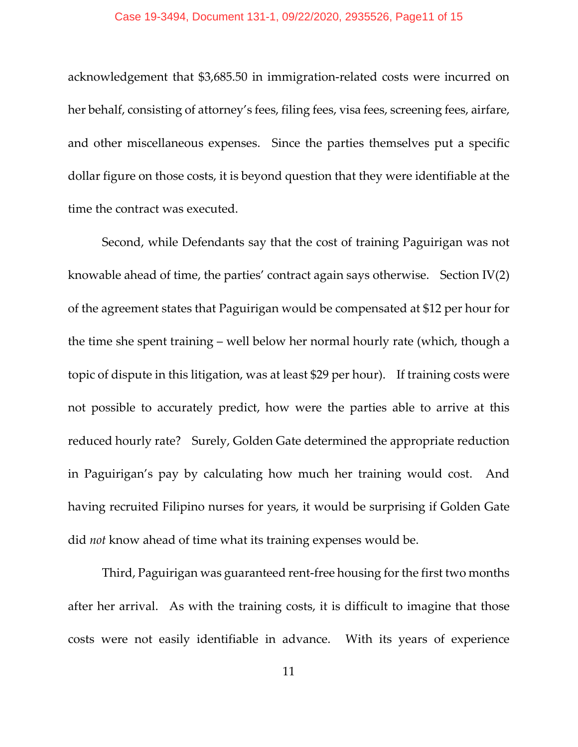acknowledgement that $3,685.50 in immigration-related costs were incurred on her behalf, consisting of attorney's fees, filing fees, visa fees, screening fees, airfare, and other miscellaneous expenses. Since the parties themselves put a specific dollar figure on those costs, it is beyond question that they were identifiable at the time the contract was executed.

Second, while Defendants say that the cost of training Paguirigan was not knowable ahead of time, the parties' contract again says otherwise. Section IV(2) of the agreement states that Paguirigan would be compensated at $12 per hour for the time she spent training – well below her normal hourly rate (which, though a topic of dispute in this litigation, was at least $29 per hour). If training costs were not possible to accurately predict, how were the parties able to arrive at this reduced hourly rate? Surely, Golden Gate determined the appropriate reduction in Paguirigan's pay by calculating how much her training would cost. And having recruited Filipino nurses for years, it would be surprising if Golden Gate did *not* know ahead of time what its training expenses would be.

Third, Paguirigan was guaranteed rent-free housing for the first two months after her arrival. As with the training costs, it is difficult to imagine that those costs were not easily identifiable in advance. With its years of experience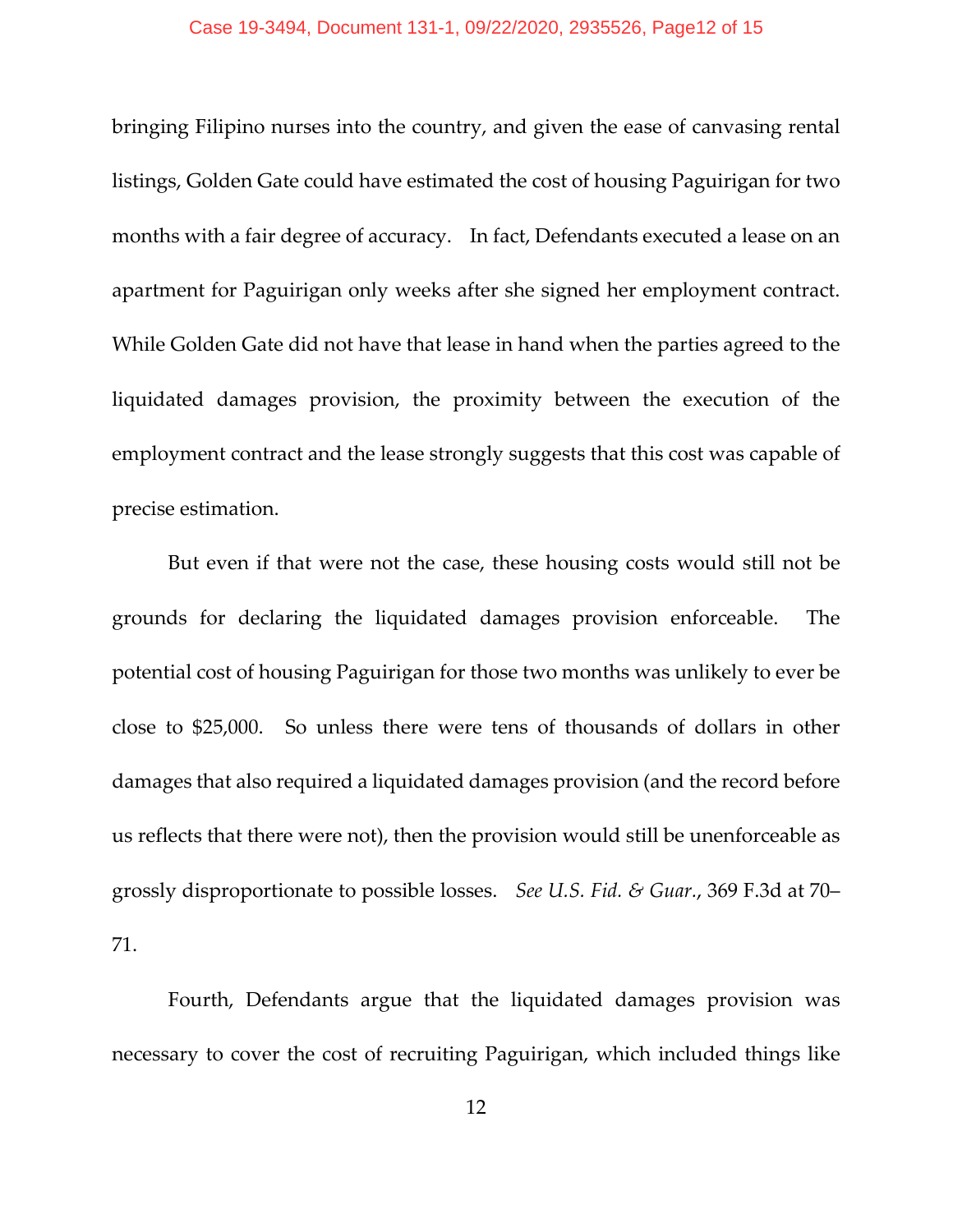bringing Filipino nurses into the country, and given the ease of canvasing rental listings, Golden Gate could have estimated the cost of housing Paguirigan for two months with a fair degree of accuracy. In fact, Defendants executed a lease on an apartment for Paguirigan only weeks after she signed her employment contract. While Golden Gate did not have that lease in hand when the parties agreed to the liquidated damages provision, the proximity between the execution of the employment contract and the lease strongly suggests that this cost was capable of precise estimation.

But even if that were not the case, these housing costs would still not be grounds for declaring the liquidated damages provision enforceable. The potential cost of housing Paguirigan for those two months was unlikely to ever be close to $25,000. So unless there were tens of thousands of dollars in other damages that also required a liquidated damages provision (and the record before us reflects that there were not), then the provision would still be unenforceable as grossly disproportionate to possible losses. *See U.S. Fid. & Guar.*, 369 F.3d at 70–71.

Fourth, Defendants argue that the liquidated damages provision was necessary to cover the cost of recruiting Paguirigan, which included things like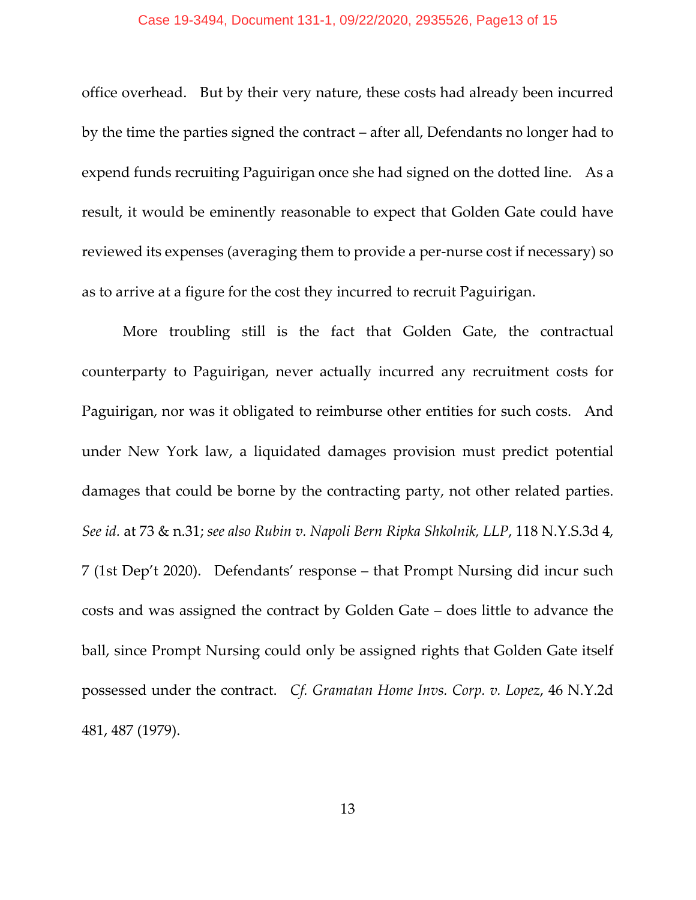office overhead. But by their very nature, these costs had already been incurred by the time the parties signed the contract – after all, Defendants no longer had to expend funds recruiting Paguirigan once she had signed on the dotted line. As a result, it would be eminently reasonable to expect that Golden Gate could have reviewed its expenses (averaging them to provide a per-nurse cost if necessary) so as to arrive at a figure for the cost they incurred to recruit Paguirigan.

More troubling still is the fact that Golden Gate, the contractual counterparty to Paguirigan, never actually incurred any recruitment costs for Paguirigan, nor was it obligated to reimburse other entities for such costs. And under New York law, a liquidated damages provision must predict potential damages that could be borne by the contracting party, not other related parties. *See id.* at 73 & n.31; *see also Rubin v. Napoli Bern Ripka Shkolnik, LLP*, 118 N.Y.S.3d 4, 7 (1st Dep't 2020). Defendants' response – that Prompt Nursing did incur such costs and was assigned the contract by Golden Gate – does little to advance the ball, since Prompt Nursing could only be assigned rights that Golden Gate itself possessed under the contract. *Cf. Gramatan Home Invs. Corp. v. Lopez*, 46 N.Y.2d 481, 487 (1979).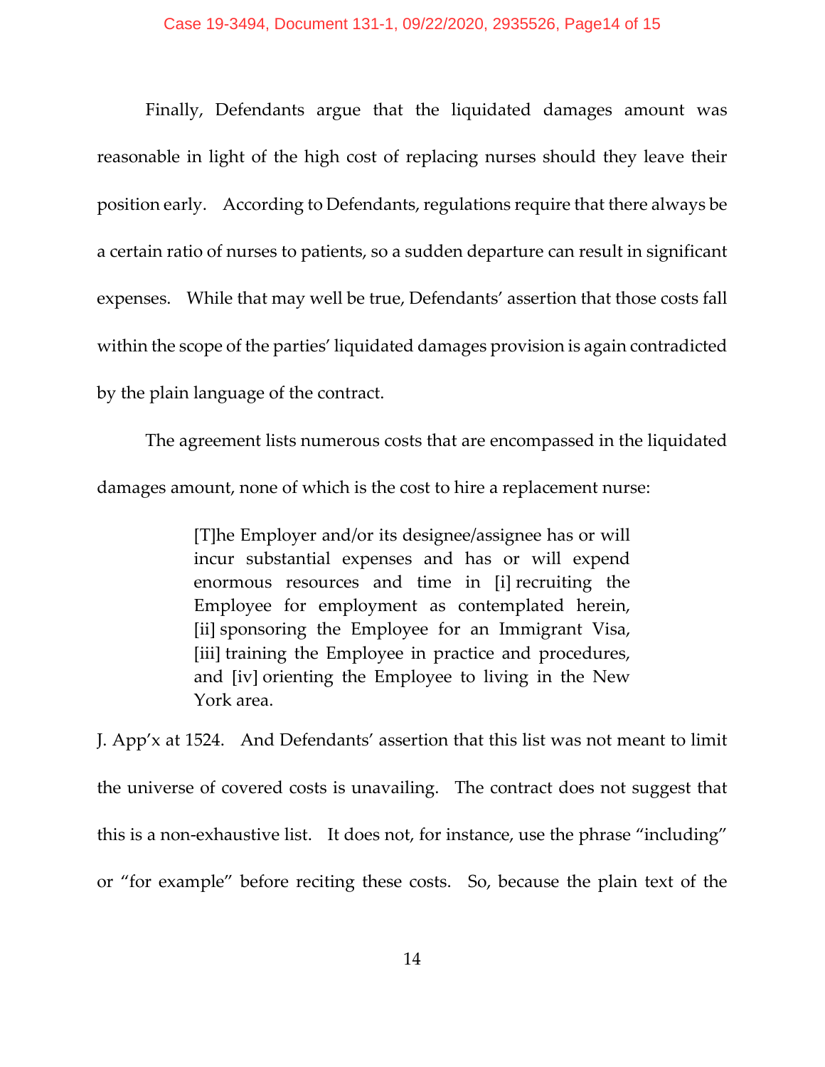Finally, Defendants argue that the liquidated damages amount was reasonable in light of the high cost of replacing nurses should they leave their position early. According to Defendants, regulations require that there always be a certain ratio of nurses to patients, so a sudden departure can result in significant expenses. While that may well be true, Defendants' assertion that those costs fall within the scope of the parties' liquidated damages provision is again contradicted by the plain language of the contract.

The agreement lists numerous costs that are encompassed in the liquidated damages amount, none of which is the cost to hire a replacement nurse:

> [T]he Employer and/or its designee/assignee has or will incur substantial expenses and has or will expend enormous resources and time in [i] recruiting the Employee for employment as contemplated herein, [ii] sponsoring the Employee for an Immigrant Visa, [iii] training the Employee in practice and procedures, and [iv] orienting the Employee to living in the New York area.

J. App'x at 1524. And Defendants' assertion that this list was not meant to limit the universe of covered costs is unavailing. The contract does not suggest that this is a non-exhaustive list. It does not, for instance, use the phrase "including" or "for example" before reciting these costs. So, because the plain text of the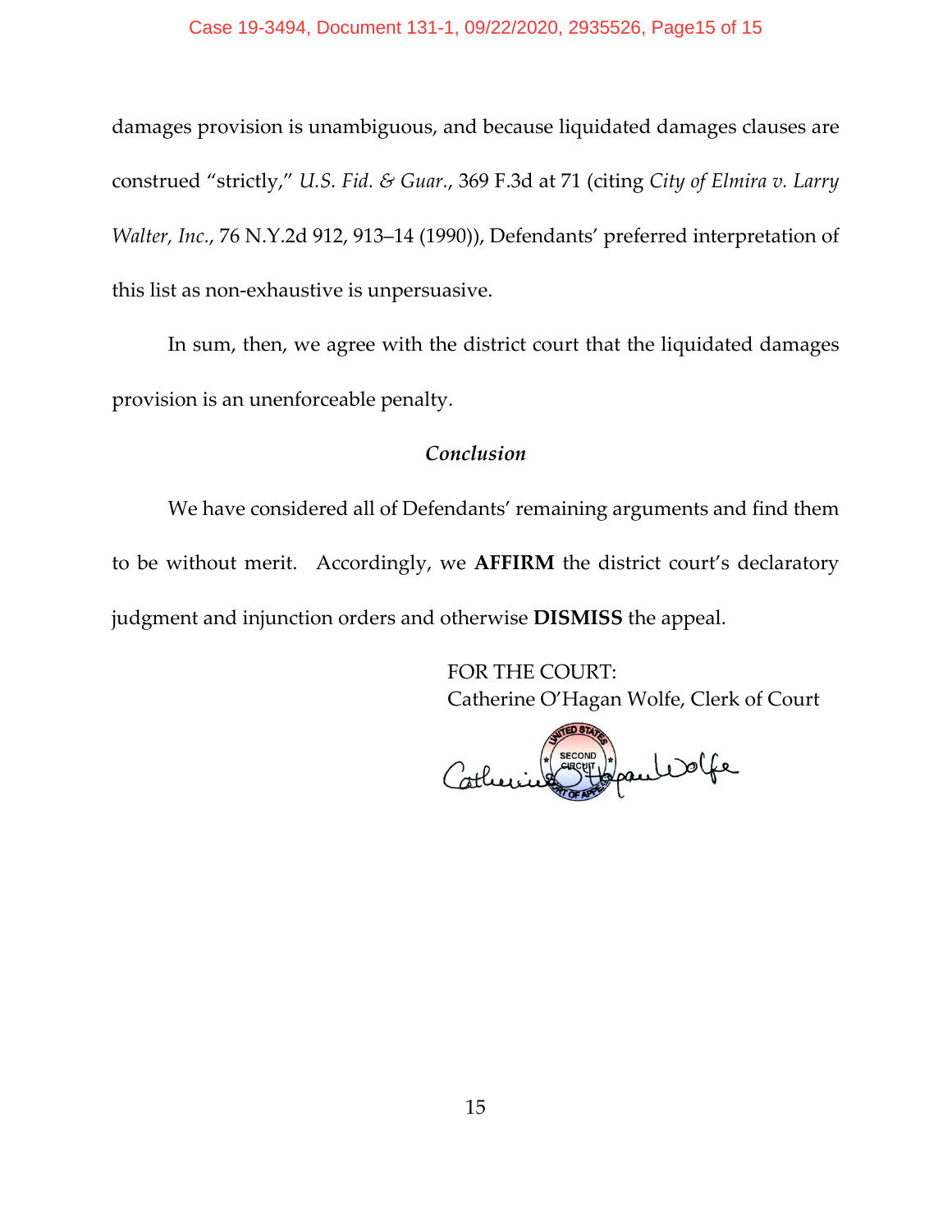damages provision is unambiguous, and because liquidated damages clauses are construed "strictly," *U.S. Fid. & Guar.*, 369 F.3d at 71 (citing *City of Elmira v. Larry Walter, Inc.*, 76 N.Y.2d 912, 913–14 (1990)), Defendants' preferred interpretation of this list as non-exhaustive is unpersuasive.

In sum, then, we agree with the district court that the liquidated damages provision is an unenforceable penalty.

### *Conclusion*

We have considered all of Defendants' remaining arguments and find them to be without merit. Accordingly, we **AFFIRM** the district court's declaratory judgment and injunction orders and otherwise **DISMISS** the appeal.

FOR THE COURT:
Catherine O'Hagan Wolfe, Clerk of Court